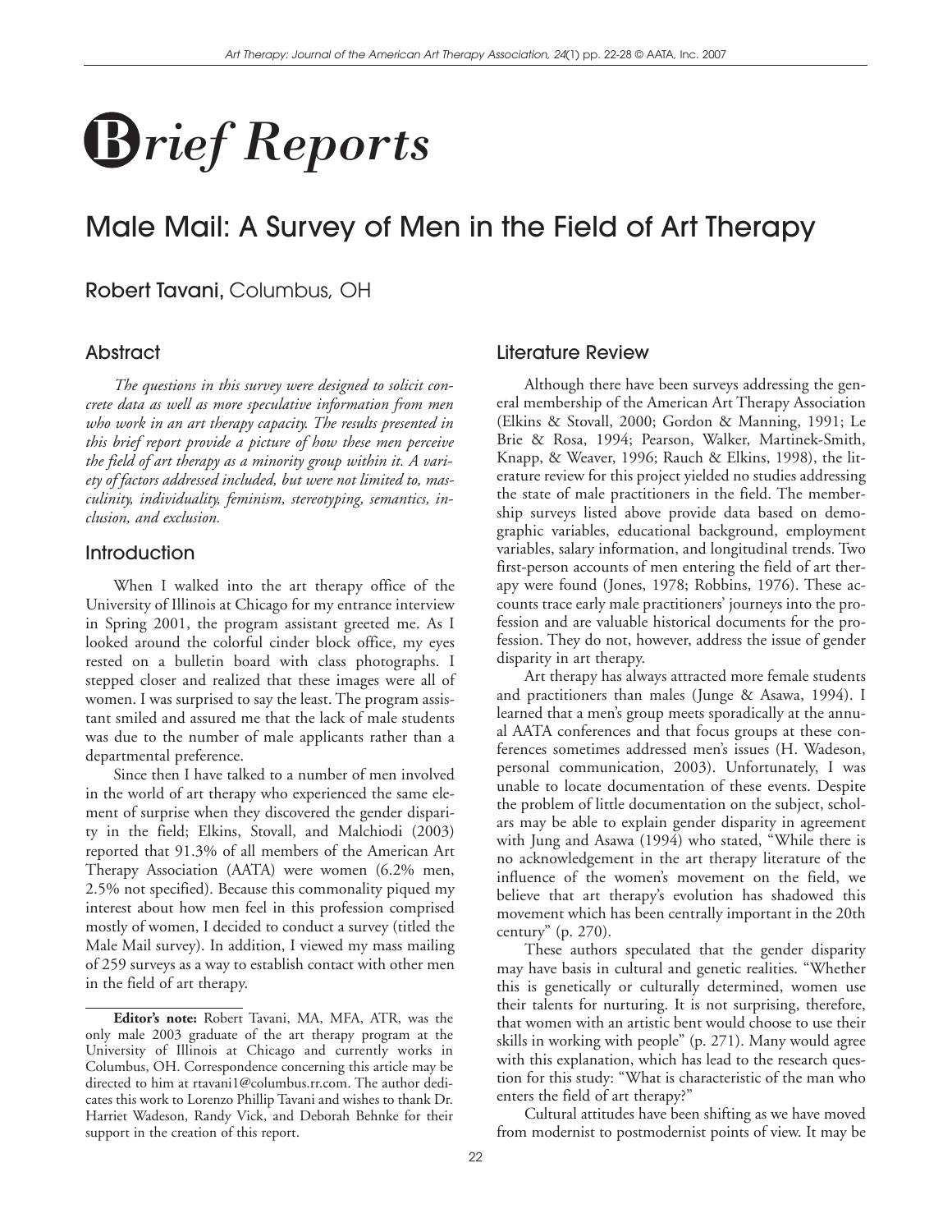## Brief Reports

# Male Mail: A Survey of Men in the Field of Art Therapy

Robert Tavani, Columbus, OH

## Abstract

*The questions in this survey were designed to solicit concrete data as well as more speculative information from men who work in an art therapy capacity. The results presented in this brief report provide a picture of how these men perceive the field of art therapy as a minority group within it. A variety of factors addressed included, but were not limited to, masculinity, individuality, feminism, stereotyping, semantics, inclusion, and exclusion.*

## Introduction

When I walked into the art therapy office of the University of Illinois at Chicago for my entrance interview in Spring 2001, the program assistant greeted me. As I looked around the colorful cinder block office, my eyes rested on a bulletin board with class photographs. I stepped closer and realized that these images were all of women. I was surprised to say the least. The program assistant smiled and assured me that the lack of male students was due to the number of male applicants rather than a departmental preference.

Since then I have talked to a number of men involved in the world of art therapy who experienced the same element of surprise when they discovered the gender disparity in the field; Elkins, Stovall, and Malchiodi (2003) reported that 91.3% of all members of the American Art Therapy Association (AATA) were women (6.2% men, 2.5% not specified). Because this commonality piqued my interest about how men feel in this profession comprised mostly of women, I decided to conduct a survey (titled the Male Mail survey). In addition, I viewed my mass mailing of 259 surveys as a way to establish contact with other men in the field of art therapy.

**Editor's note:** Robert Tavani, MA, MFA, ATR, was the only male 2003 graduate of the art therapy program at the University of Illinois at Chicago and currently works in Columbus, OH. Correspondence concerning this article may be directed to him at rtavani1@columbus.rr.com. The author dedicates this work to Lorenzo Phillip Tavani and wishes to thank Dr. Harriet Wadeson, Randy Vick, and Deborah Behnke for their support in the creation of this report.

## Literature Review

Although there have been surveys addressing the general membership of the American Art Therapy Association (Elkins & Stovall, 2000; Gordon & Manning, 1991; Le Brie & Rosa, 1994; Pearson, Walker, Martinek-Smith, Knapp, & Weaver, 1996; Rauch & Elkins, 1998), the literature review for this project yielded no studies addressing the state of male practitioners in the field. The membership surveys listed above provide data based on demographic variables, educational background, employment variables, salary information, and longitudinal trends. Two first-person accounts of men entering the field of art therapy were found (Jones, 1978; Robbins, 1976). These accounts trace early male practitioners' journeys into the profession and are valuable historical documents for the profession. They do not, however, address the issue of gender disparity in art therapy.

Art therapy has always attracted more female students and practitioners than males (Junge & Asawa, 1994). I learned that a men's group meets sporadically at the annual AATA conferences and that focus groups at these conferences sometimes addressed men's issues (H. Wadeson, personal communication, 2003). Unfortunately, I was unable to locate documentation of these events. Despite the problem of little documentation on the subject, scholars may be able to explain gender disparity in agreement with Jung and Asawa (1994) who stated, "While there is no acknowledgement in the art therapy literature of the influence of the women's movement on the field, we believe that art therapy's evolution has shadowed this movement which has been centrally important in the 20th century" (p. 270).

These authors speculated that the gender disparity may have basis in cultural and genetic realities. "Whether this is genetically or culturally determined, women use their talents for nurturing. It is not surprising, therefore, that women with an artistic bent would choose to use their skills in working with people" (p. 271). Many would agree with this explanation, which has lead to the research question for this study: "What is characteristic of the man who enters the field of art therapy?"

Cultural attitudes have been shifting as we have moved from modernist to postmodernist points of view. It may be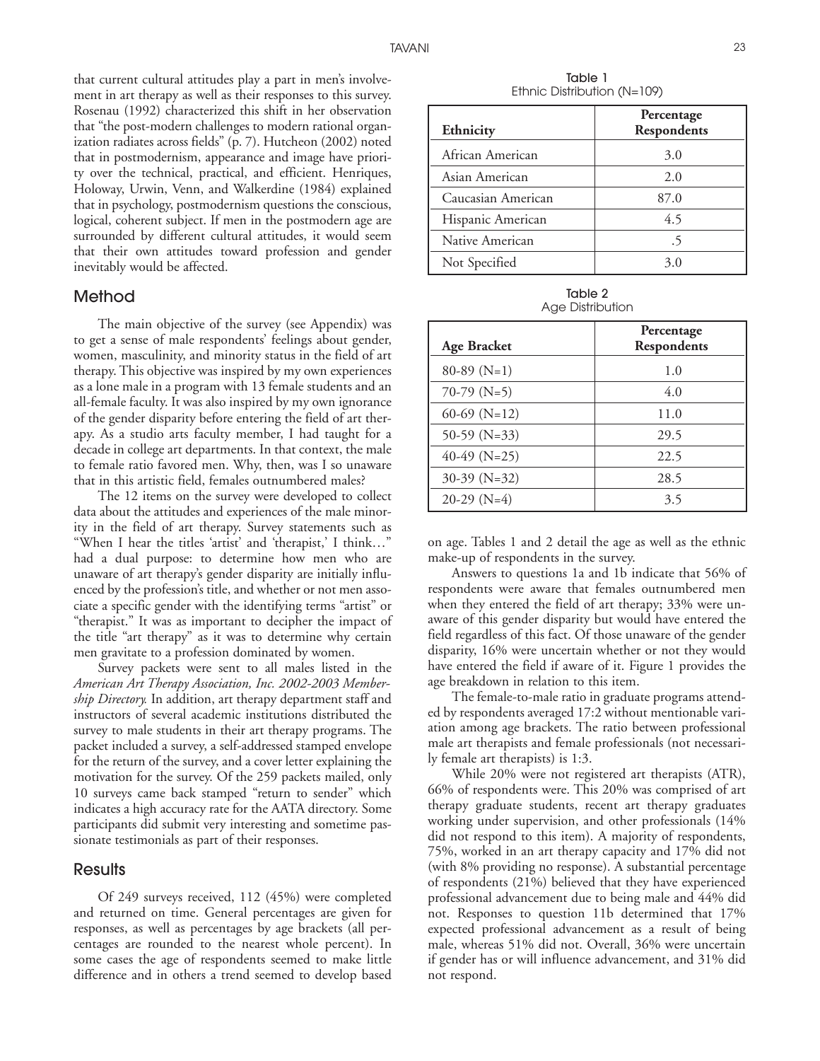that current cultural attitudes play a part in men's involvement in art therapy as well as their responses to this survey. Rosenau (1992) characterized this shift in her observation that "the post-modern challenges to modern rational organization radiates across fields" (p. 7). Hutcheon (2002) noted that in postmodernism, appearance and image have priority over the technical, practical, and efficient. Henriques, Holoway, Urwin, Venn, and Walkerdine (1984) explained that in psychology, postmodernism questions the conscious, logical, coherent subject. If men in the postmodern age are surrounded by different cultural attitudes, it would seem that their own attitudes toward profession and gender inevitably would be affected.

## Method

The main objective of the survey (see Appendix) was to get a sense of male respondents' feelings about gender, women, masculinity, and minority status in the field of art therapy. This objective was inspired by my own experiences as a lone male in a program with 13 female students and an all-female faculty. It was also inspired by my own ignorance of the gender disparity before entering the field of art therapy. As a studio arts faculty member, I had taught for a decade in college art departments. In that context, the male to female ratio favored men. Why, then, was I so unaware that in this artistic field, females outnumbered males?

The 12 items on the survey were developed to collect data about the attitudes and experiences of the male minority in the field of art therapy. Survey statements such as "When I hear the titles 'artist' and 'therapist,' I think…" had a dual purpose: to determine how men who are unaware of art therapy's gender disparity are initially influenced by the profession's title, and whether or not men associate a specific gender with the identifying terms "artist" or "therapist." It was as important to decipher the impact of the title "art therapy" as it was to determine why certain men gravitate to a profession dominated by women.

Survey packets were sent to all males listed in the *American Art Therapy Association, Inc. 2002-2003 Membership Directory.* In addition, art therapy department staff and instructors of several academic institutions distributed the survey to male students in their art therapy programs. The packet included a survey, a self-addressed stamped envelope for the return of the survey, and a cover letter explaining the motivation for the survey. Of the 259 packets mailed, only 10 surveys came back stamped "return to sender" which indicates a high accuracy rate for the AATA directory. Some participants did submit very interesting and sometime passionate testimonials as part of their responses.

## Results

Of 249 surveys received, 112 (45%) were completed and returned on time. General percentages are given for responses, as well as percentages by age brackets (all percentages are rounded to the nearest whole percent). In some cases the age of respondents seemed to make little difference and in others a trend seemed to develop based on age. Tables 1 and 2 detail the age as well as the ethnic make-up of respondents in the survey.

Table 1
Ethnic Distribution (N=109)

| Ethnicity | Percentage Respondents |
|---|---|
| African American | 3.0 |
| Asian American | 2.0 |
| Caucasian American | 87.0 |
| Hispanic American | 4.5 |
| Native American | .5 |
| Not Specified | 3.0 |

Table 2
Age Distribution

| Age Bracket | Percentage Respondents |
|---|---|
| 80-89 (N=1) | 1.0 |
| 70-79 (N=5) | 4.0 |
| 60-69 (N=12) | 11.0 |
| 50-59 (N=33) | 29.5 |
| 40-49 (N=25) | 22.5 |
| 30-39 (N=32) | 28.5 |
| 20-29 (N=4) | 3.5 |

Answers to questions 1a and 1b indicate that 56% of respondents were aware that females outnumbered men when they entered the field of art therapy; 33% were unaware of this gender disparity but would have entered the field regardless of this fact. Of those unaware of the gender disparity, 16% were uncertain whether or not they would have entered the field if aware of it. Figure 1 provides the age breakdown in relation to this item.

The female-to-male ratio in graduate programs attended by respondents averaged 17:2 without mentionable variation among age brackets. The ratio between professional male art therapists and female professionals (not necessarily female art therapists) is 1:3.

While 20% were not registered art therapists (ATR), 66% of respondents were. This 20% was comprised of art therapy graduate students, recent art therapy graduates working under supervision, and other professionals (14% did not respond to this item). A majority of respondents, 75%, worked in an art therapy capacity and 17% did not (with 8% providing no response). A substantial percentage of respondents (21%) believed that they have experienced professional advancement due to being male and 44% did not. Responses to question 11b determined that 17% expected professional advancement as a result of being male, whereas 51% did not. Overall, 36% were uncertain if gender has or will influence advancement, and 31% did not respond.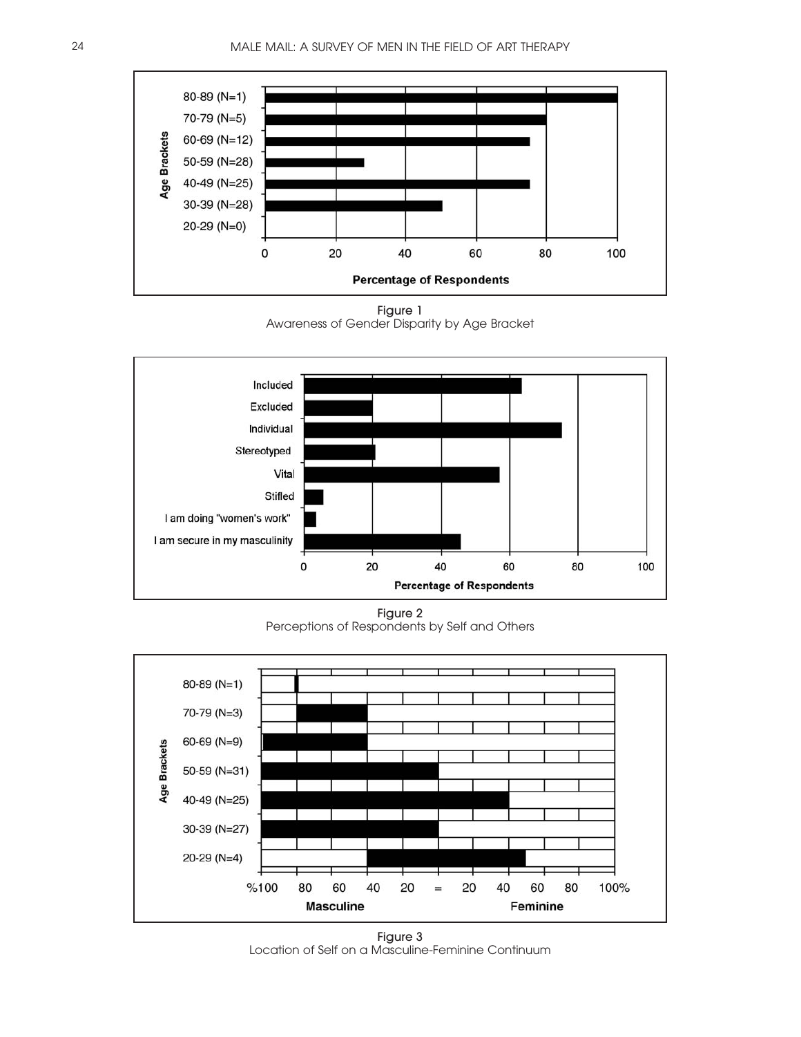80-89 (N=1)
70-79 (N=5)
60-69 (N=12)
50-59 (N=28)
40-49 (N=25)
30-39 (N=28)
20-29 (N=0)

Age Brackets

0 20 40 60 80 100

**Percentage of Respondents**

Figure 1
Awareness of Gender Disparity by Age Bracket

Included
Excluded
Individual
Stereotyped
Vital
Stifled
I am doing "women's work"
I am secure in my masculinity

0 20 40 60 80 100

**Percentage of Respondents**

Figure 2
Perceptions of Respondents by Self and Others

80-89 (N=1)
70-79 (N=3)
60-69 (N=9)
50-59 (N=31)
40-49 (N=25)
30-39 (N=27)
20-29 (N=4)

Age Brackets

%100 80 60 40 20 = 20 40 60 80 100%

**Masculine** **Feminine**

Figure 3
Location of Self on a Masculine-Feminine Continuum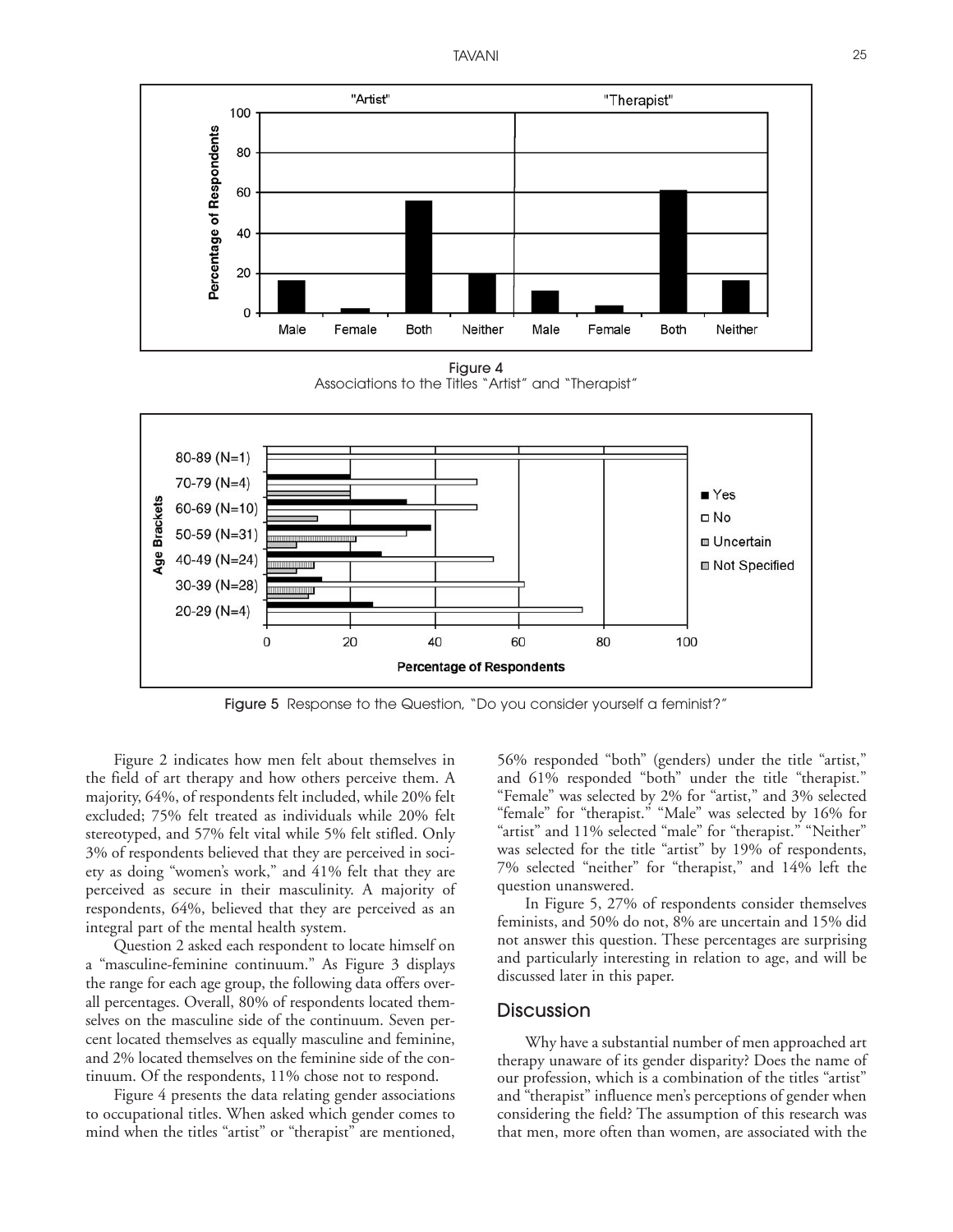Figure 4
Associations to the Titles "Artist" and "Therapist"

Figure 5 Response to the Question, "Do you consider yourself a feminist?"

Figure 2 indicates how men felt about themselves in the field of art therapy and how others perceive them. A majority, 64%, of respondents felt included, while 20% felt excluded; 75% felt treated as individuals while 20% felt stereotyped, and 57% felt vital while 5% felt stifled. Only 3% of respondents believed that they are perceived in society as doing "women's work," and 41% felt that they are perceived as secure in their masculinity. A majority of respondents, 64%, believed that they are perceived as an integral part of the mental health system.

Question 2 asked each respondent to locate himself on a "masculine-feminine continuum." As Figure 3 displays the range for each age group, the following data offers overall percentages. Overall, 80% of respondents located themselves on the masculine side of the continuum. Seven percent located themselves as equally masculine and feminine, and 2% located themselves on the feminine side of the continuum. Of the respondents, 11% chose not to respond.

Figure 4 presents the data relating gender associations to occupational titles. When asked which gender comes to mind when the titles "artist" or "therapist" are mentioned, 56% responded "both" (genders) under the title "artist," and 61% responded "both" under the title "therapist." "Female" was selected by 2% for "artist," and 3% selected "female" for "therapist." "Male" was selected by 16% for "artist" and 11% selected "male" for "therapist." "Neither" was selected for the title "artist" by 19% of respondents, 7% selected "neither" for "therapist," and 14% left the question unanswered.

In Figure 5, 27% of respondents consider themselves feminists, and 50% do not, 8% are uncertain and 15% did not answer this question. These percentages are surprising and particularly interesting in relation to age, and will be discussed later in this paper.

## Discussion

Why have a substantial number of men approached art therapy unaware of its gender disparity? Does the name of our profession, which is a combination of the titles "artist" and "therapist" influence men's perceptions of gender when considering the field? The assumption of this research was that men, more often than women, are associated with the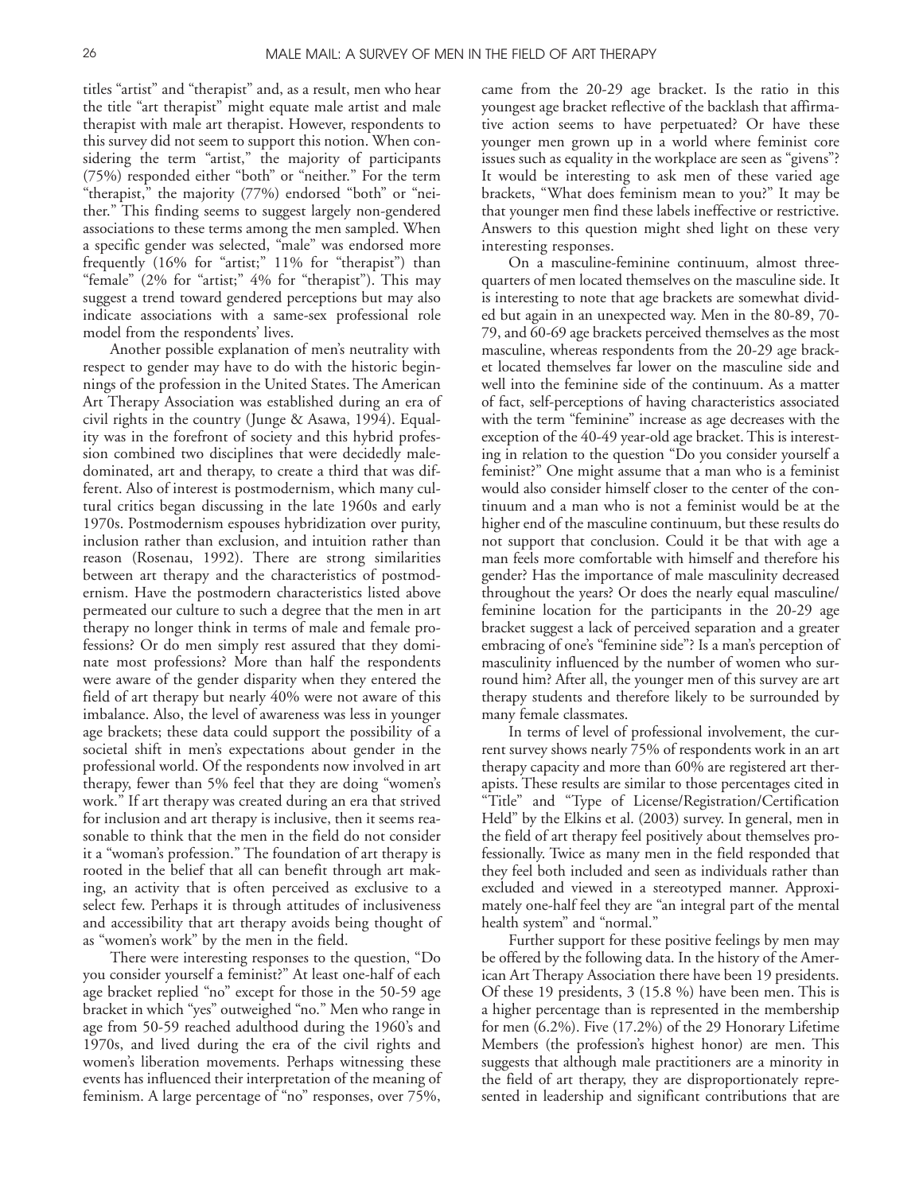titles "artist" and "therapist" and, as a result, men who hear the title "art therapist" might equate male artist and male therapist with male art therapist. However, respondents to this survey did not seem to support this notion. When considering the term "artist," the majority of participants (75%) responded either "both" or "neither." For the term "therapist," the majority (77%) endorsed "both" or "neither." This finding seems to suggest largely non-gendered associations to these terms among the men sampled. When a specific gender was selected, "male" was endorsed more frequently (16% for "artist;" 11% for "therapist") than "female" (2% for "artist;" 4% for "therapist"). This may suggest a trend toward gendered perceptions but may also indicate associations with a same-sex professional role model from the respondents' lives.

Another possible explanation of men's neutrality with respect to gender may have to do with the historic beginnings of the profession in the United States. The American Art Therapy Association was established during an era of civil rights in the country (Junge & Asawa, 1994). Equality was in the forefront of society and this hybrid profession combined two disciplines that were decidedly male-dominated, art and therapy, to create a third that was different. Also of interest is postmodernism, which many cultural critics began discussing in the late 1960s and early 1970s. Postmodernism espouses hybridization over purity, inclusion rather than exclusion, and intuition rather than reason (Rosenau, 1992). There are strong similarities between art therapy and the characteristics of postmodernism. Have the postmodern characteristics listed above permeated our culture to such a degree that the men in art therapy no longer think in terms of male and female professions? Or do men simply rest assured that they dominate most professions? More than half the respondents were aware of the gender disparity when they entered the field of art therapy but nearly 40% were not aware of this imbalance. Also, the level of awareness was less in younger age brackets; these data could support the possibility of a societal shift in men's expectations about gender in the professional world. Of the respondents now involved in art therapy, fewer than 5% feel that they are doing "women's work." If art therapy was created during an era that strived for inclusion and art therapy is inclusive, then it seems reasonable to think that the men in the field do not consider it a "woman's profession." The foundation of art therapy is rooted in the belief that all can benefit through art making, an activity that is often perceived as exclusive to a select few. Perhaps it is through attitudes of inclusiveness and accessibility that art therapy avoids being thought of as "women's work" by the men in the field.

There were interesting responses to the question, "Do you consider yourself a feminist?" At least one-half of each age bracket replied "no" except for those in the 50-59 age bracket in which "yes" outweighed "no." Men who range in age from 50-59 reached adulthood during the 1960's and 1970s, and lived during the era of the civil rights and women's liberation movements. Perhaps witnessing these events has influenced their interpretation of the meaning of feminism. A large percentage of "no" responses, over 75%, came from the 20-29 age bracket. Is the ratio in this youngest age bracket reflective of the backlash that affirmative action seems to have perpetuated? Or have these younger men grown up in a world where feminist core issues such as equality in the workplace are seen as "givens"? It would be interesting to ask men of these varied age brackets, "What does feminism mean to you?" It may be that younger men find these labels ineffective or restrictive. Answers to this question might shed light on these very interesting responses.

On a masculine-feminine continuum, almost three-quarters of men located themselves on the masculine side. It is interesting to note that age brackets are somewhat divided but again in an unexpected way. Men in the 80-89, 70-79, and 60-69 age brackets perceived themselves as the most masculine, whereas respondents from the 20-29 age bracket located themselves far lower on the masculine side and well into the feminine side of the continuum. As a matter of fact, self-perceptions of having characteristics associated with the term "feminine" increase as age decreases with the exception of the 40-49 year-old age bracket. This is interesting in relation to the question "Do you consider yourself a feminist?" One might assume that a man who is a feminist would also consider himself closer to the center of the continuum and a man who is not a feminist would be at the higher end of the masculine continuum, but these results do not support that conclusion. Could it be that with age a man feels more comfortable with himself and therefore his gender? Has the importance of male masculinity decreased throughout the years? Or does the nearly equal masculine/feminine location for the participants in the 20-29 age bracket suggest a lack of perceived separation and a greater embracing of one's "feminine side"? Is a man's perception of masculinity influenced by the number of women who surround him? After all, the younger men of this survey are art therapy students and therefore likely to be surrounded by many female classmates.

In terms of level of professional involvement, the current survey shows nearly 75% of respondents work in an art therapy capacity and more than 60% are registered art therapists. These results are similar to those percentages cited in "Title" and "Type of License/Registration/Certification Held" by the Elkins et al. (2003) survey. In general, men in the field of art therapy feel positively about themselves professionally. Twice as many men in the field responded that they feel both included and seen as individuals rather than excluded and viewed in a stereotyped manner. Approximately one-half feel they are "an integral part of the mental health system" and "normal."

Further support for these positive feelings by men may be offered by the following data. In the history of the American Art Therapy Association there have been 19 presidents. Of these 19 presidents, 3 (15.8 %) have been men. This is a higher percentage than is represented in the membership for men (6.2%). Five (17.2%) of the 29 Honorary Lifetime Members (the profession's highest honor) are men. This suggests that although male practitioners are a minority in the field of art therapy, they are disproportionately represented in leadership and significant contributions that are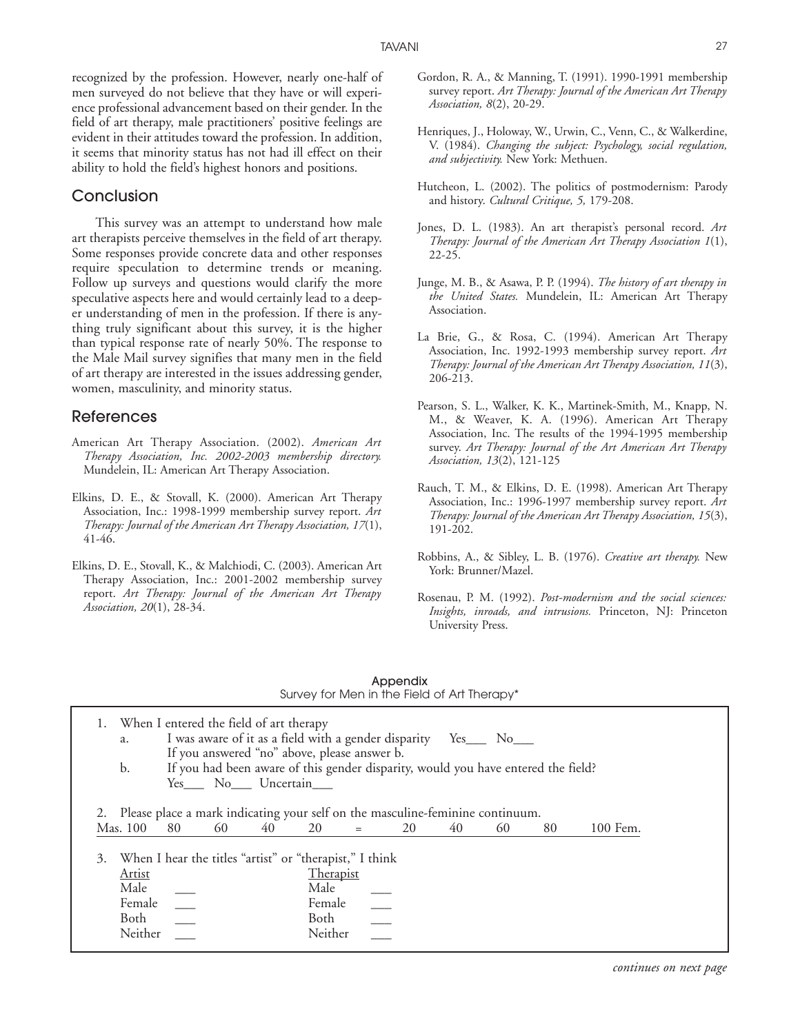recognized by the profession. However, nearly one-half of men surveyed do not believe that they have or will experience professional advancement based on their gender. In the field of art therapy, male practitioners' positive feelings are evident in their attitudes toward the profession. In addition, it seems that minority status has not had ill effect on their ability to hold the field's highest honors and positions.

## Conclusion

This survey was an attempt to understand how male art therapists perceive themselves in the field of art therapy. Some responses provide concrete data and other responses require speculation to determine trends or meaning. Follow up surveys and questions would clarify the more speculative aspects here and would certainly lead to a deeper understanding of men in the profession. If there is anything truly significant about this survey, it is the higher than typical response rate of nearly 50%. The response to the Male Mail survey signifies that many men in the field of art therapy are interested in the issues addressing gender, women, masculinity, and minority status.

## References

American Art Therapy Association. (2002). *American Art Therapy Association, Inc. 2002-2003 membership directory.* Mundelein, IL: American Art Therapy Association.

Elkins, D. E., & Stovall, K. (2000). American Art Therapy Association, Inc.: 1998-1999 membership survey report. *Art Therapy: Journal of the American Art Therapy Association, 17*(1), 41-46.

Elkins, D. E., Stovall, K., & Malchiodi, C. (2003). American Art Therapy Association, Inc.: 2001-2002 membership survey report. *Art Therapy: Journal of the American Art Therapy Association, 20*(1), 28-34.

Gordon, R. A., & Manning, T. (1991). 1990-1991 membership survey report. *Art Therapy: Journal of the American Art Therapy Association, 8*(2), 20-29.

Henriques, J., Holoway, W., Urwin, C., Venn, C., & Walkerdine, V. (1984). *Changing the subject: Psychology, social regulation, and subjectivity.* New York: Methuen.

Hutcheon, L. (2002). The politics of postmodernism: Parody and history. *Cultural Critique, 5,* 179-208.

Jones, D. L. (1983). An art therapist's personal record. *Art Therapy: Journal of the American Art Therapy Association 1*(1), 22-25.

Junge, M. B., & Asawa, P. P. (1994). *The history of art therapy in the United States.* Mundelein, IL: American Art Therapy Association.

La Brie, G., & Rosa, C. (1994). American Art Therapy Association, Inc. 1992-1993 membership survey report. *Art Therapy: Journal of the American Art Therapy Association, 11*(3), 206-213.

Pearson, S. L., Walker, K. K., Martinek-Smith, M., Knapp, N. M., & Weaver, K. A. (1996). American Art Therapy Association, Inc. The results of the 1994-1995 membership survey. *Art Therapy: Journal of the Art American Art Therapy Association, 13*(2), 121-125

Rauch, T. M., & Elkins, D. E. (1998). American Art Therapy Association, Inc.: 1996-1997 membership survey report. *Art Therapy: Journal of the American Art Therapy Association, 15*(3), 191-202.

Robbins, A., & Sibley, L. B. (1976). *Creative art therapy.* New York: Brunner/Mazel.

Rosenau, P. M. (1992). *Post-modernism and the social sciences: Insights, inroads, and intrusions.* Princeton, NJ: Princeton University Press.

## Appendix

Survey for Men in the Field of Art Therapy*

1. When I entered the field of art therapy
   a. I was aware of it as a field with a gender disparity Yes___ No___
      If you answered "no" above, please answer b.
   b. If you had been aware of this gender disparity, would you have entered the field?
      Yes___ No___ Uncertain___

2. Please place a mark indicating your self on the masculine-feminine continuum.

| Mas. 100 | 80 | 60 | 40 | 20 | = | 20 | 40 | 60 | 80 | 100 Fem. |
|---|---|---|---|---|---|---|---|---|---|---|

3. When I hear the titles "artist" or "therapist," I think

| Artist | | Therapist | |
|---|---|---|---|
| Male | ___ | Male | ___ |
| Female | ___ | Female | ___ |
| Both | ___ | Both | ___ |
| Neither | ___ | Neither | ___ |

*continues on next page*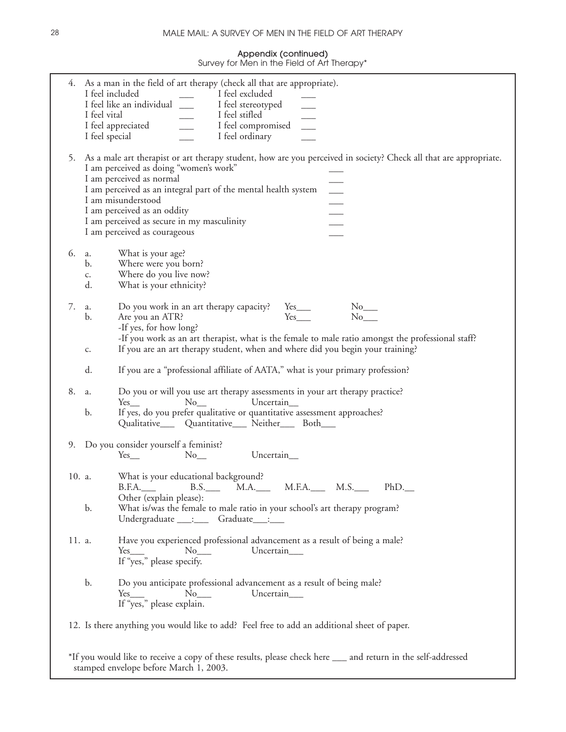**Appendix (continued)**

Survey for Men in the Field of Art Therapy*

4. As a man in the field of art therapy (check all that are appropriate).

| | | | |
|---|---|---|---|
| I feel included | ___ | I feel excluded | ___ |
| I feel like an individual | ___ | I feel stereotyped | ___ |
| I feel vital | ___ | I feel stifled | ___ |
| I feel appreciated | ___ | I feel compromised | ___ |
| I feel special | ___ | I feel ordinary | ___ |

5. As a male art therapist or art therapy student, how are you perceived in society? Check all that are appropriate.
   - I am perceived as doing "women's work" ___
   - I am perceived as normal ___
   - I am perceived as an integral part of the mental health system ___
   - I am misunderstood ___
   - I am perceived as an oddity ___
   - I am perceived as secure in my masculinity ___
   - I am perceived as courageous ___

6. a. What is your age?
   b. Where were you born?
   c. Where do you live now?
   d. What is your ethnicity?

7. a. Do you work in an art therapy capacity? Yes___ No___
   b. Are you an ATR? Yes___ No___
   -If yes, for how long?
   -If you work as an art therapist, what is the female to male ratio amongst the professional staff?
   c. If you are an art therapy student, when and where did you begin your training?
   d. If you are a "professional affiliate of AATA," what is your primary profession?

8. a. Do you or will you use art therapy assessments in your art therapy practice?
   Yes__ No__ Uncertain__
   b. If yes, do you prefer qualitative or quantitative assessment approaches?
   Qualitative___ Quantitative___ Neither___ Both___

9. Do you consider yourself a feminist?
   Yes__ No__ Uncertain__

10. a. What is your educational background?
    B.F.A.___ B.S.___ M.A.___ M.F.A.___ M.S.___ PhD.__
    Other (explain please):
    b. What is/was the female to male ratio in your school's art therapy program?
    Undergraduate ___:___ Graduate___:___

11. a. Have you experienced professional advancement as a result of being a male?
    Yes___ No___ Uncertain___
    If "yes," please specify.

    b. Do you anticipate professional advancement as a result of being male?
    Yes___ No___ Uncertain___
    If "yes," please explain.

12. Is there anything you would like to add? Feel free to add an additional sheet of paper.

*If you would like to receive a copy of these results, please check here ___ and return in the self-addressed stamped envelope before March 1, 2003.